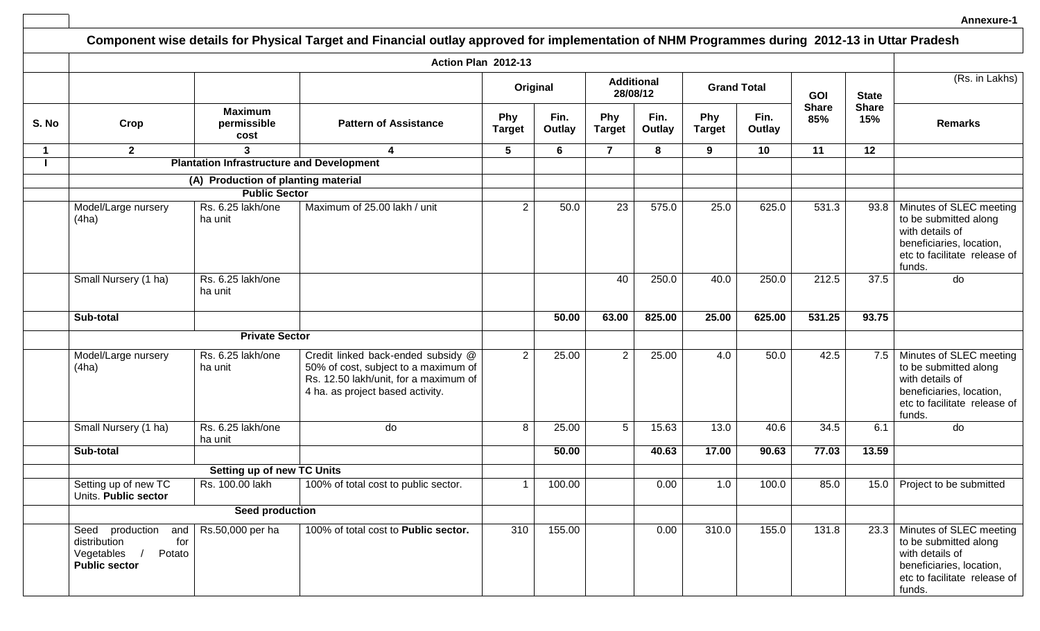Annexure-1

# Component wise details for Physical Target and Financial outlay approved for implementation of NHM Programmes during 2012-13 in Uttar Pradesh

## Action Plan 2012-13

(Rs. in Lakhs)

| | | | | Original | | Additional 28/08/12 | | Grand Total | | GOI | State | |
|---|---|---|---|---|---|---|---|---|---|---|---|---|
| S. No | Crop | Maximum permissible cost | Pattern of Assistance | Phy Target | Fin. Outlay | Phy Target | Fin. Outlay | Phy Target | Fin. Outlay | Share 85% | Share 15% | Remarks |
| 1 | 2 | 3 | 4 | 5 | 6 | 7 | 8 | 9 | 10 | 11 | 12 | |
| I | Plantation Infrastructure and Development | | | | | | | | | | | |
| | (A) Production of planting material | | | | | | | | | | | |
| | Public Sector | | | | | | | | | | | |
| | Model/Large nursery (4ha) | Rs. 6.25 lakh/one ha unit | Maximum of 25.00 lakh / unit | 2 | 50.0 | 23 | 575.0 | 25.0 | 625.0 | 531.3 | 93.8 | Minutes of SLEC meeting to be submitted along with details of beneficiaries, location, etc to facilitate release of funds. |
| | Small Nursery (1 ha) | Rs. 6.25 lakh/one ha unit | | | | 40 | 250.0 | 40.0 | 250.0 | 212.5 | 37.5 | do |
| | **Sub-total** | | | | **50.00** | **63.00** | **825.00** | **25.00** | **625.00** | **531.25** | **93.75** | |
| | Private Sector | | | | | | | | | | | |
| | Model/Large nursery (4ha) | Rs. 6.25 lakh/one ha unit | Credit linked back-ended subsidy @ 50% of cost, subject to a maximum of Rs. 12.50 lakh/unit, for a maximum of 4 ha. as project based activity. | 2 | 25.00 | 2 | 25.00 | 4.0 | 50.0 | 42.5 | 7.5 | Minutes of SLEC meeting to be submitted along with details of beneficiaries, location, etc to facilitate release of funds. |
| | Small Nursery (1 ha) | Rs. 6.25 lakh/one ha unit | do | 8 | 25.00 | 5 | 15.63 | 13.0 | 40.6 | 34.5 | 6.1 | do |
| | **Sub-total** | | | | **50.00** | | **40.63** | **17.00** | **90.63** | **77.03** | **13.59** | |
| | Setting up of new TC Units | | | | | | | | | | | |
| | Setting up of new TC Units. **Public sector** | Rs. 100.00 lakh | 100% of total cost to public sector. | 1 | 100.00 | | 0.00 | 1.0 | 100.0 | 85.0 | 15.0 | Project to be submitted |
| | Seed production | | | | | | | | | | | |
| | Seed production and distribution for Vegetables / Potato **Public sector** | Rs.50,000 per ha | 100% of total cost to **Public sector.** | 310 | 155.00 | | 0.00 | 310.0 | 155.0 | 131.8 | 23.3 | Minutes of SLEC meeting to be submitted along with details of beneficiaries, location, etc to facilitate release of funds. |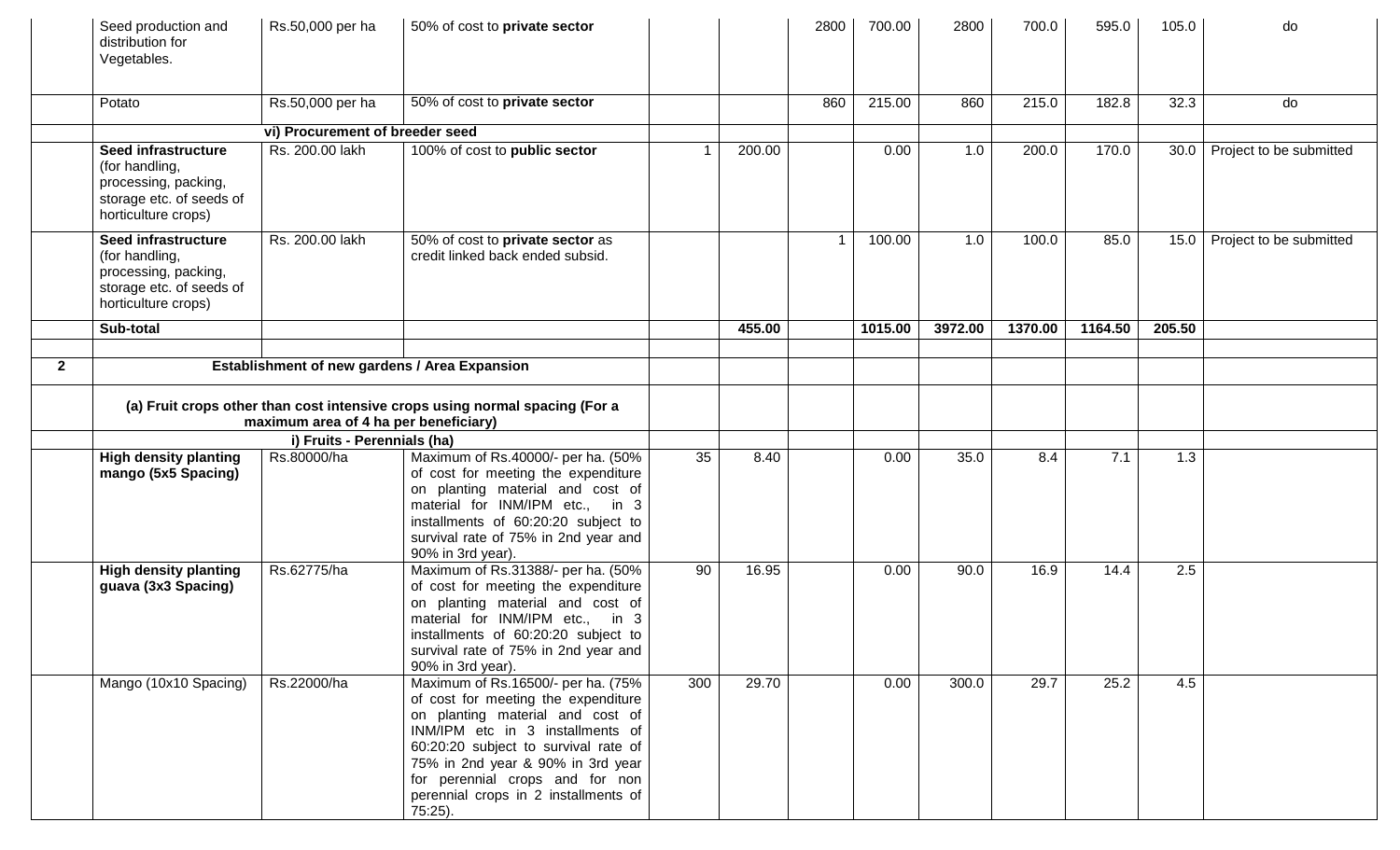| | | | | | | | | | | | | |
|---|---|---|---|---|---|---|---|---|---|---|---|---|
| | Seed production and distribution for Vegetables. | Rs.50,000 per ha | 50% of cost to **private sector** | | | 2800 | 700.00 | 2800 | 700.0 | 595.0 | 105.0 | do |
| | Potato | Rs.50,000 per ha | 50% of cost to **private sector** | | | 860 | 215.00 | 860 | 215.0 | 182.8 | 32.3 | do |
| | | **vi) Procurement of breeder seed** | | | | | | | | | | |
| | **Seed infrastructure** (for handling, processing, packing, storage etc. of seeds of horticulture crops) | Rs. 200.00 lakh | 100% of cost to **public sector** | 1 | 200.00 | | 0.00 | 1.0 | 200.0 | 170.0 | 30.0 | Project to be submitted |
| | **Seed infrastructure** (for handling, processing, packing, storage etc. of seeds of horticulture crops) | Rs. 200.00 lakh | 50% of cost to **private sector** as credit linked back ended subsid. | | | 1 | 100.00 | 1.0 | 100.0 | 85.0 | 15.0 | Project to be submitted |
| | **Sub-total** | | | | **455.00** | | **1015.00** | **3972.00** | **1370.00** | **1164.50** | **205.50** | |
| | | | | | | | | | | | | |
| **2** | **Establishment of new gardens / Area Expansion** | | | | | | | | | | | |
| | **(a) Fruit crops other than cost intensive crops using normal spacing (For a maximum area of 4 ha per beneficiary)** | | | | | | | | | | | |
| | | **i) Fruits - Perennials (ha)** | | | | | | | | | | |
| | **High density planting mango (5x5 Spacing)** | Rs.80000/ha | Maximum of Rs.40000/- per ha. (50% of cost for meeting the expenditure on planting material and cost of material for INM/IPM etc., in 3 installments of 60:20:20 subject to survival rate of 75% in 2nd year and 90% in 3rd year). | 35 | 8.40 | | 0.00 | 35.0 | 8.4 | 7.1 | 1.3 | |
| | **High density planting guava (3x3 Spacing)** | Rs.62775/ha | Maximum of Rs.31388/- per ha. (50% of cost for meeting the expenditure on planting material and cost of material for INM/IPM etc., in 3 installments of 60:20:20 subject to survival rate of 75% in 2nd year and 90% in 3rd year). | 90 | 16.95 | | 0.00 | 90.0 | 16.9 | 14.4 | 2.5 | |
| | Mango (10x10 Spacing) | Rs.22000/ha | Maximum of Rs.16500/- per ha. (75% of cost for meeting the expenditure on planting material and cost of INM/IPM etc in 3 installments of 60:20:20 subject to survival rate of 75% in 2nd year & 90% in 3rd year for perennial crops and for non perennial crops in 2 installments of 75:25). | 300 | 29.70 | | 0.00 | 300.0 | 29.7 | 25.2 | 4.5 | |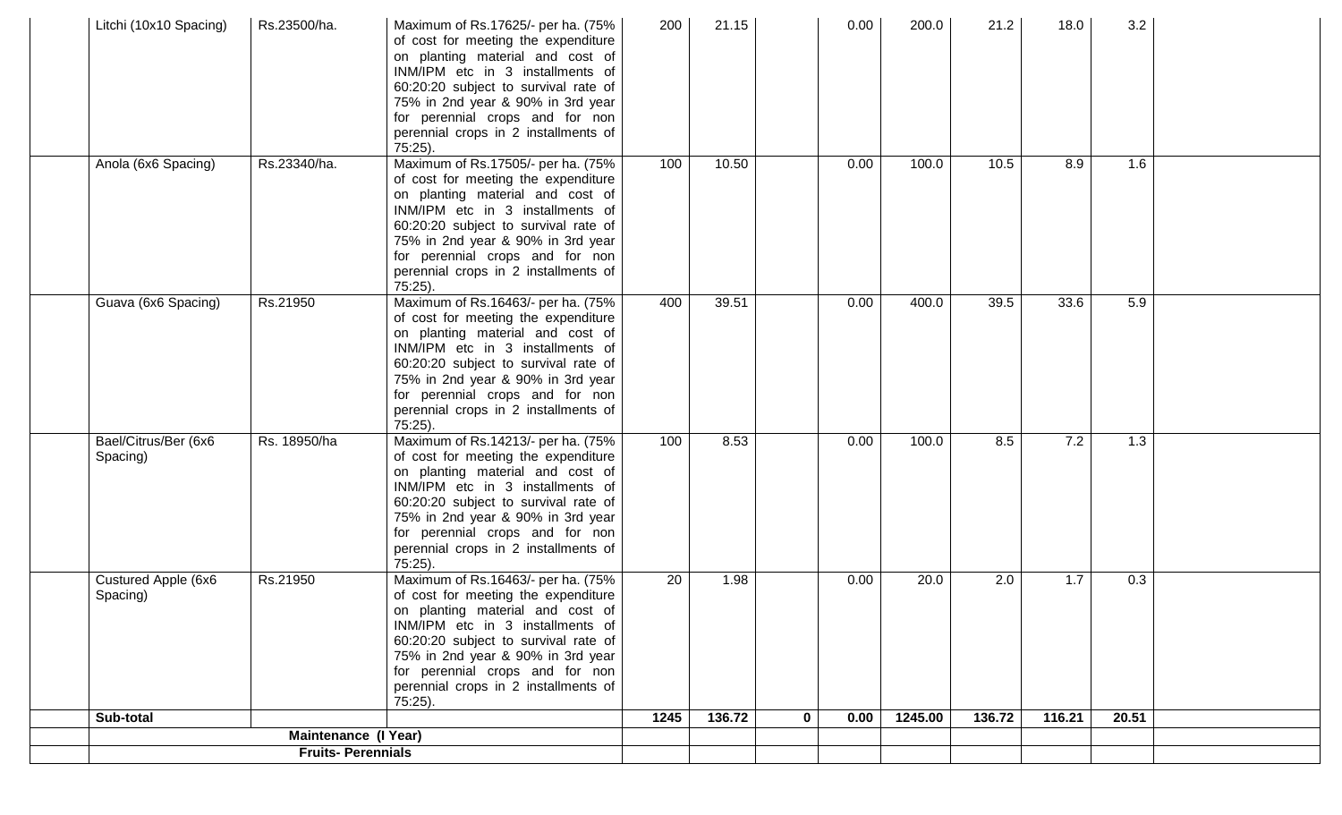| | | | | | | | | | | | | |
|---|---|---|---|---|---|---|---|---|---|---|---|---|
| | Litchi (10x10 Spacing) | Rs.23500/ha. | Maximum of Rs.17625/- per ha. (75% of cost for meeting the expenditure on planting material and cost of INM/IPM etc in 3 installments of 60:20:20 subject to survival rate of 75% in 2nd year & 90% in 3rd year for perennial crops and for non perennial crops in 2 installments of 75:25). | 200 | 21.15 | | 0.00 | 200.0 | 21.2 | 18.0 | 3.2 | |
| | Anola (6x6 Spacing) | Rs.23340/ha. | Maximum of Rs.17505/- per ha. (75% of cost for meeting the expenditure on planting material and cost of INM/IPM etc in 3 installments of 60:20:20 subject to survival rate of 75% in 2nd year & 90% in 3rd year for perennial crops and for non perennial crops in 2 installments of 75:25). | 100 | 10.50 | | 0.00 | 100.0 | 10.5 | 8.9 | 1.6 | |
| | Guava (6x6 Spacing) | Rs.21950 | Maximum of Rs.16463/- per ha. (75% of cost for meeting the expenditure on planting material and cost of INM/IPM etc in 3 installments of 60:20:20 subject to survival rate of 75% in 2nd year & 90% in 3rd year for perennial crops and for non perennial crops in 2 installments of 75:25). | 400 | 39.51 | | 0.00 | 400.0 | 39.5 | 33.6 | 5.9 | |
| | Bael/Citrus/Ber (6x6 Spacing) | Rs. 18950/ha | Maximum of Rs.14213/- per ha. (75% of cost for meeting the expenditure on planting material and cost of INM/IPM etc in 3 installments of 60:20:20 subject to survival rate of 75% in 2nd year & 90% in 3rd year for perennial crops and for non perennial crops in 2 installments of 75:25). | 100 | 8.53 | | 0.00 | 100.0 | 8.5 | 7.2 | 1.3 | |
| | Custured Apple (6x6 Spacing) | Rs.21950 | Maximum of Rs.16463/- per ha. (75% of cost for meeting the expenditure on planting material and cost of INM/IPM etc in 3 installments of 60:20:20 subject to survival rate of 75% in 2nd year & 90% in 3rd year for perennial crops and for non perennial crops in 2 installments of 75:25). | 20 | 1.98 | | 0.00 | 20.0 | 2.0 | 1.7 | 0.3 | |
| | **Sub-total** | | | **1245** | **136.72** | **0** | **0.00** | **1245.00** | **136.72** | **116.21** | **20.51** | |
| | | **Maintenance (I Year)** | | | | | | | | | | |
| | | **Fruits- Perennials** | | | | | | | | | | |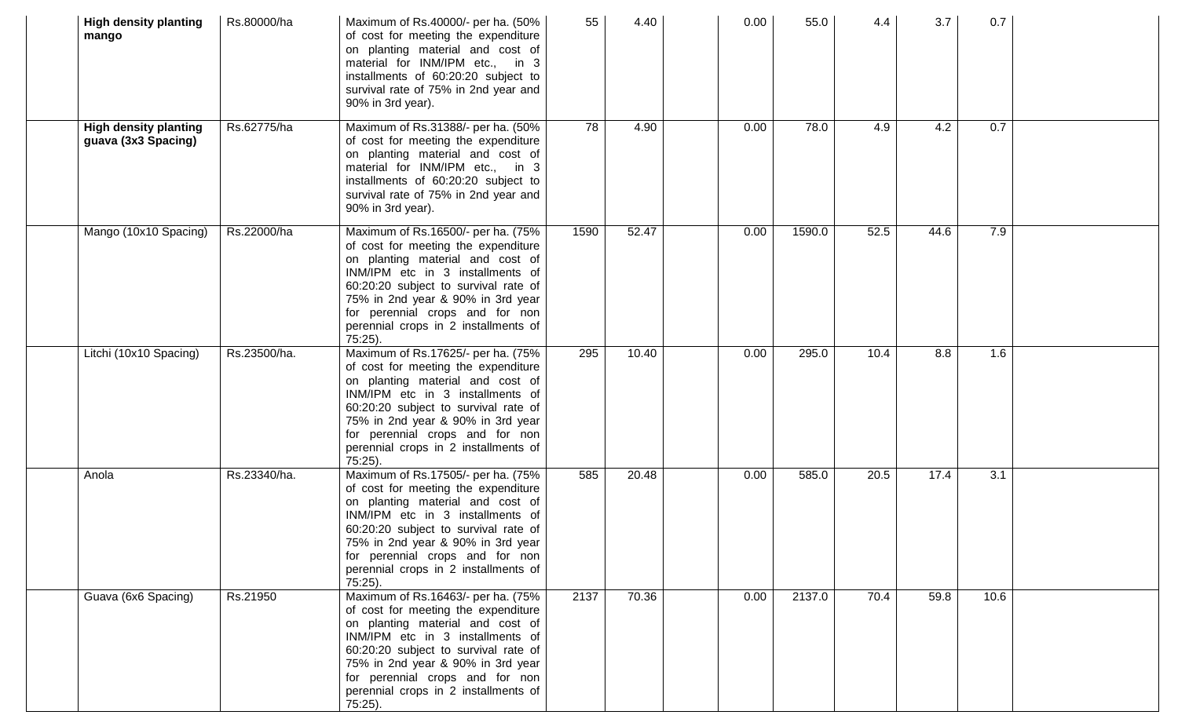| | | | | | | | | | | | |
|---|---|---|---|---|---|---|---|---|---|---|---|
| | **High density planting mango** | Rs.80000/ha | Maximum of Rs.40000/- per ha. (50% of cost for meeting the expenditure on planting material and cost of material for INM/IPM etc., in 3 installments of 60:20:20 subject to survival rate of 75% in 2nd year and 90% in 3rd year). | 55 | 4.40 | | 0.00 | 55.0 | 4.4 | 3.7 | 0.7 | |
| | **High density planting guava (3x3 Spacing)** | Rs.62775/ha | Maximum of Rs.31388/- per ha. (50% of cost for meeting the expenditure on planting material and cost of material for INM/IPM etc., in 3 installments of 60:20:20 subject to survival rate of 75% in 2nd year and 90% in 3rd year). | 78 | 4.90 | | 0.00 | 78.0 | 4.9 | 4.2 | 0.7 | |
| | Mango (10x10 Spacing) | Rs.22000/ha | Maximum of Rs.16500/- per ha. (75% of cost for meeting the expenditure on planting material and cost of INM/IPM etc in 3 installments of 60:20:20 subject to survival rate of 75% in 2nd year & 90% in 3rd year for perennial crops and for non perennial crops in 2 installments of 75:25). | 1590 | 52.47 | | 0.00 | 1590.0 | 52.5 | 44.6 | 7.9 | |
| | Litchi (10x10 Spacing) | Rs.23500/ha. | Maximum of Rs.17625/- per ha. (75% of cost for meeting the expenditure on planting material and cost of INM/IPM etc in 3 installments of 60:20:20 subject to survival rate of 75% in 2nd year & 90% in 3rd year for perennial crops and for non perennial crops in 2 installments of 75:25). | 295 | 10.40 | | 0.00 | 295.0 | 10.4 | 8.8 | 1.6 | |
| | Anola | Rs.23340/ha. | Maximum of Rs.17505/- per ha. (75% of cost for meeting the expenditure on planting material and cost of INM/IPM etc in 3 installments of 60:20:20 subject to survival rate of 75% in 2nd year & 90% in 3rd year for perennial crops and for non perennial crops in 2 installments of 75:25). | 585 | 20.48 | | 0.00 | 585.0 | 20.5 | 17.4 | 3.1 | |
| | Guava (6x6 Spacing) | Rs.21950 | Maximum of Rs.16463/- per ha. (75% of cost for meeting the expenditure on planting material and cost of INM/IPM etc in 3 installments of 60:20:20 subject to survival rate of 75% in 2nd year & 90% in 3rd year for perennial crops and for non perennial crops in 2 installments of 75:25). | 2137 | 70.36 | | 0.00 | 2137.0 | 70.4 | 59.8 | 10.6 | |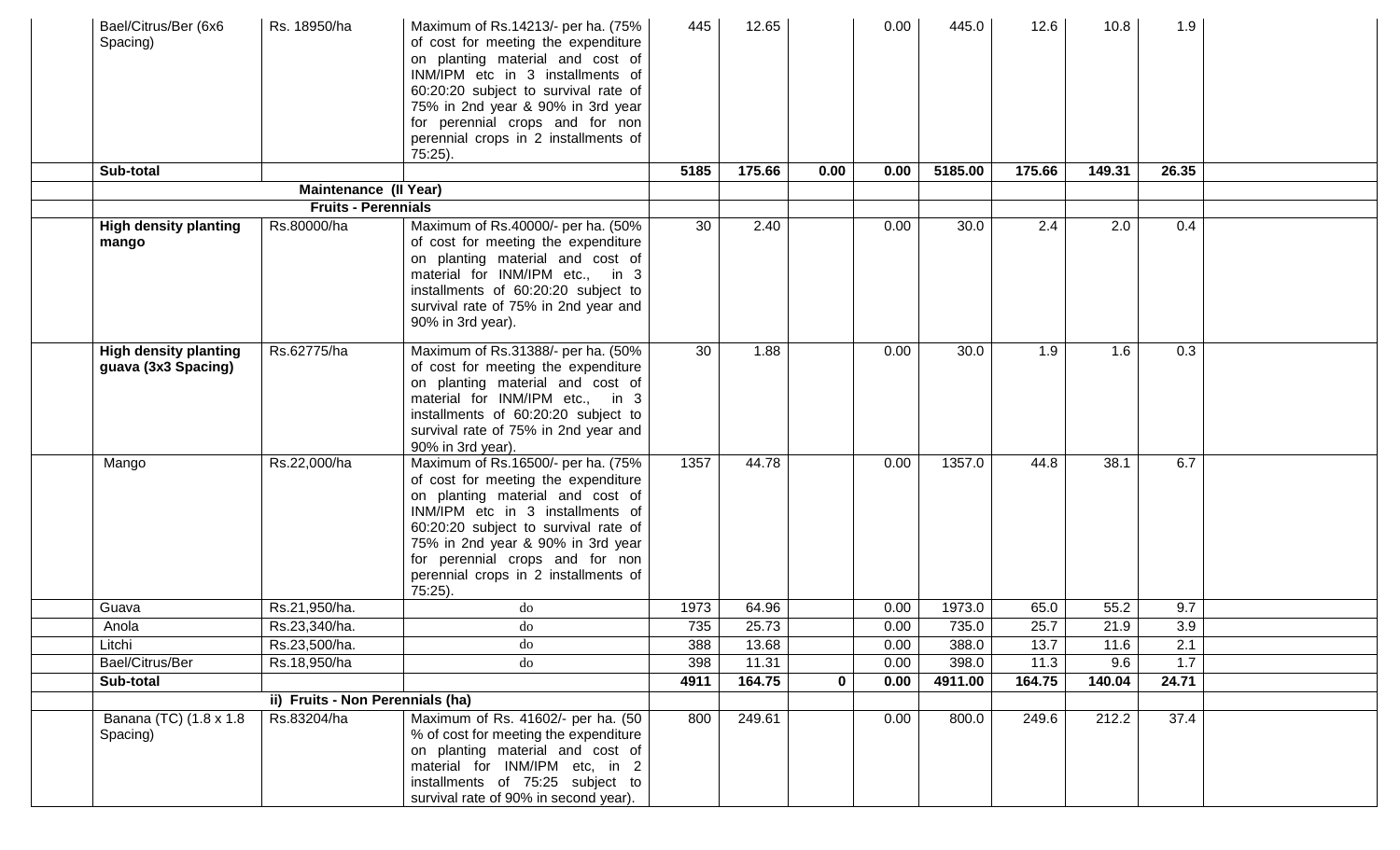| | | | | | | | | | | | |
|---|---|---|---|---|---|---|---|---|---|---|---|
| | Bael/Citrus/Ber (6x6 Spacing) | Rs. 18950/ha | Maximum of Rs.14213/- per ha. (75% of cost for meeting the expenditure on planting material and cost of INM/IPM etc in 3 installments of 60:20:20 subject to survival rate of 75% in 2nd year & 90% in 3rd year for perennial crops and for non perennial crops in 2 installments of 75:25). | 445 | 12.65 | | 0.00 | 445.0 | 12.6 | 10.8 | 1.9 | |
| | **Sub-total** | | | **5185** | **175.66** | **0.00** | **0.00** | **5185.00** | **175.66** | **149.31** | **26.35** | |
| | **Maintenance (II Year)** | | | | | | | | | | | |
| | **Fruits - Perennials** | | | | | | | | | | | |
| | **High density planting mango** | Rs.80000/ha | Maximum of Rs.40000/- per ha. (50% of cost for meeting the expenditure on planting material and cost of material for INM/IPM etc., in 3 installments of 60:20:20 subject to survival rate of 75% in 2nd year and 90% in 3rd year). | 30 | 2.40 | | 0.00 | 30.0 | 2.4 | 2.0 | 0.4 | |
| | **High density planting guava (3x3 Spacing)** | Rs.62775/ha | Maximum of Rs.31388/- per ha. (50% of cost for meeting the expenditure on planting material and cost of material for INM/IPM etc., in 3 installments of 60:20:20 subject to survival rate of 75% in 2nd year and 90% in 3rd year). | 30 | 1.88 | | 0.00 | 30.0 | 1.9 | 1.6 | 0.3 | |
| | Mango | Rs.22,000/ha | Maximum of Rs.16500/- per ha. (75% of cost for meeting the expenditure on planting material and cost of INM/IPM etc in 3 installments of 60:20:20 subject to survival rate of 75% in 2nd year & 90% in 3rd year for perennial crops and for non perennial crops in 2 installments of 75:25). | 1357 | 44.78 | | 0.00 | 1357.0 | 44.8 | 38.1 | 6.7 | |
| | Guava | Rs.21,950/ha. | do | 1973 | 64.96 | | 0.00 | 1973.0 | 65.0 | 55.2 | 9.7 | |
| | Anola | Rs.23,340/ha. | do | 735 | 25.73 | | 0.00 | 735.0 | 25.7 | 21.9 | 3.9 | |
| | Litchi | Rs.23,500/ha. | do | 388 | 13.68 | | 0.00 | 388.0 | 13.7 | 11.6 | 2.1 | |
| | Bael/Citrus/Ber | Rs.18,950/ha | do | 398 | 11.31 | | 0.00 | 398.0 | 11.3 | 9.6 | 1.7 | |
| | **Sub-total** | | | **4911** | **164.75** | **0** | **0.00** | **4911.00** | **164.75** | **140.04** | **24.71** | |
| | **ii) Fruits - Non Perennials (ha)** | | | | | | | | | | | |
| | Banana (TC) (1.8 x 1.8 Spacing) | Rs.83204/ha | Maximum of Rs. 41602/- per ha. (50 % of cost for meeting the expenditure on planting material and cost of material for INM/IPM etc, in 2 installments of 75:25 subject to survival rate of 90% in second year). | 800 | 249.61 | | 0.00 | 800.0 | 249.6 | 212.2 | 37.4 | |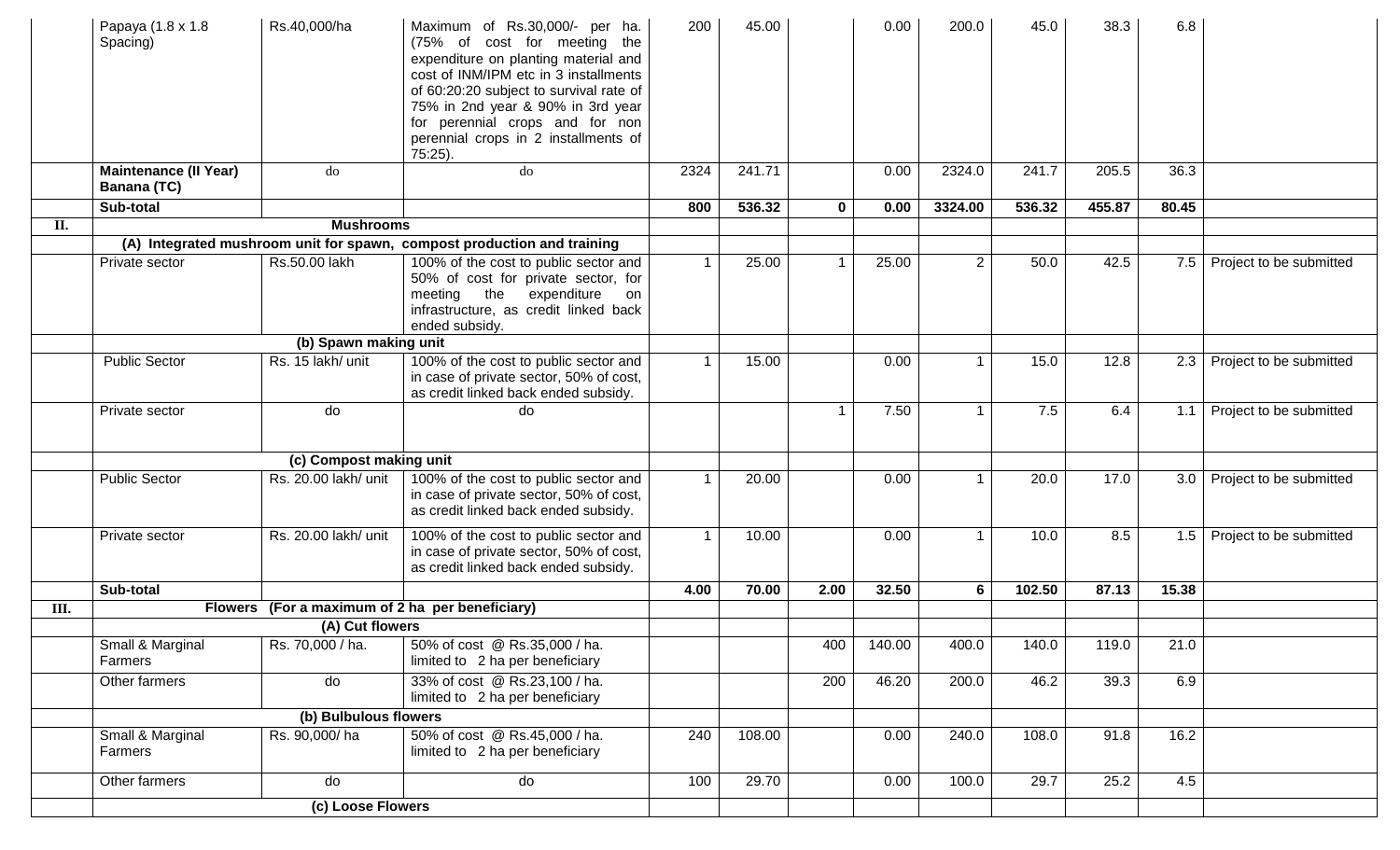| | | | | | | | | | | | | |
|---|---|---|---|---|---|---|---|---|---|---|---|---|
| | Papaya (1.8 x 1.8 Spacing) | Rs.40,000/ha | Maximum of Rs.30,000/- per ha. (75% of cost for meeting the expenditure on planting material and cost of INM/IPM etc in 3 installments of 60:20:20 subject to survival rate of 75% in 2nd year & 90% in 3rd year for perennial crops and for non perennial crops in 2 installments of 75:25). | 200 | 45.00 | | 0.00 | 200.0 | 45.0 | 38.3 | 6.8 | |
| | **Maintenance (II Year) Banana (TC)** | do | do | 2324 | 241.71 | | 0.00 | 2324.0 | 241.7 | 205.5 | 36.3 | |
| | **Sub-total** | | | **800** | **536.32** | **0** | **0.00** | **3324.00** | **536.32** | **455.87** | **80.45** | |
| **II.** | **Mushrooms** | | | | | | | | | | | |
| | **(A) Integrated mushroom unit for spawn, compost production and training** | | | | | | | | | | | |
| | Private sector | Rs.50.00 lakh | 100% of the cost to public sector and 50% of cost for private sector, for meeting the expenditure on infrastructure, as credit linked back ended subsidy. | 1 | 25.00 | 1 | 25.00 | 2 | 50.0 | 42.5 | 7.5 | Project to be submitted |
| | **(b) Spawn making unit** | | | | | | | | | | | |
| | Public Sector | Rs. 15 lakh/ unit | 100% of the cost to public sector and in case of private sector, 50% of cost, as credit linked back ended subsidy. | 1 | 15.00 | | 0.00 | 1 | 15.0 | 12.8 | 2.3 | Project to be submitted |
| | Private sector | do | do | | | 1 | 7.50 | 1 | 7.5 | 6.4 | 1.1 | Project to be submitted |
| | **(c) Compost making unit** | | | | | | | | | | | |
| | Public Sector | Rs. 20.00 lakh/ unit | 100% of the cost to public sector and in case of private sector, 50% of cost, as credit linked back ended subsidy. | 1 | 20.00 | | 0.00 | 1 | 20.0 | 17.0 | 3.0 | Project to be submitted |
| | Private sector | Rs. 20.00 lakh/ unit | 100% of the cost to public sector and in case of private sector, 50% of cost, as credit linked back ended subsidy. | 1 | 10.00 | | 0.00 | 1 | 10.0 | 8.5 | 1.5 | Project to be submitted |
| | **Sub-total** | | | **4.00** | **70.00** | **2.00** | **32.50** | **6** | **102.50** | **87.13** | **15.38** | |
| **III.** | **Flowers (For a maximum of 2 ha per beneficiary)** | | | | | | | | | | | |
| | **(A) Cut flowers** | | | | | | | | | | | |
| | Small & Marginal Farmers | Rs. 70,000 / ha. | 50% of cost @ Rs.35,000 / ha. limited to 2 ha per beneficiary | | | 400 | 140.00 | 400.0 | 140.0 | 119.0 | 21.0 | |
| | Other farmers | do | 33% of cost @ Rs.23,100 / ha. limited to 2 ha per beneficiary | | | 200 | 46.20 | 200.0 | 46.2 | 39.3 | 6.9 | |
| | **(b) Bulbulous flowers** | | | | | | | | | | | |
| | Small & Marginal Farmers | Rs. 90,000/ ha | 50% of cost @ Rs.45,000 / ha. limited to 2 ha per beneficiary | 240 | 108.00 | | 0.00 | 240.0 | 108.0 | 91.8 | 16.2 | |
| | Other farmers | do | do | 100 | 29.70 | | 0.00 | 100.0 | 29.7 | 25.2 | 4.5 | |
| | **(c) Loose Flowers** | | | | | | | | | | | |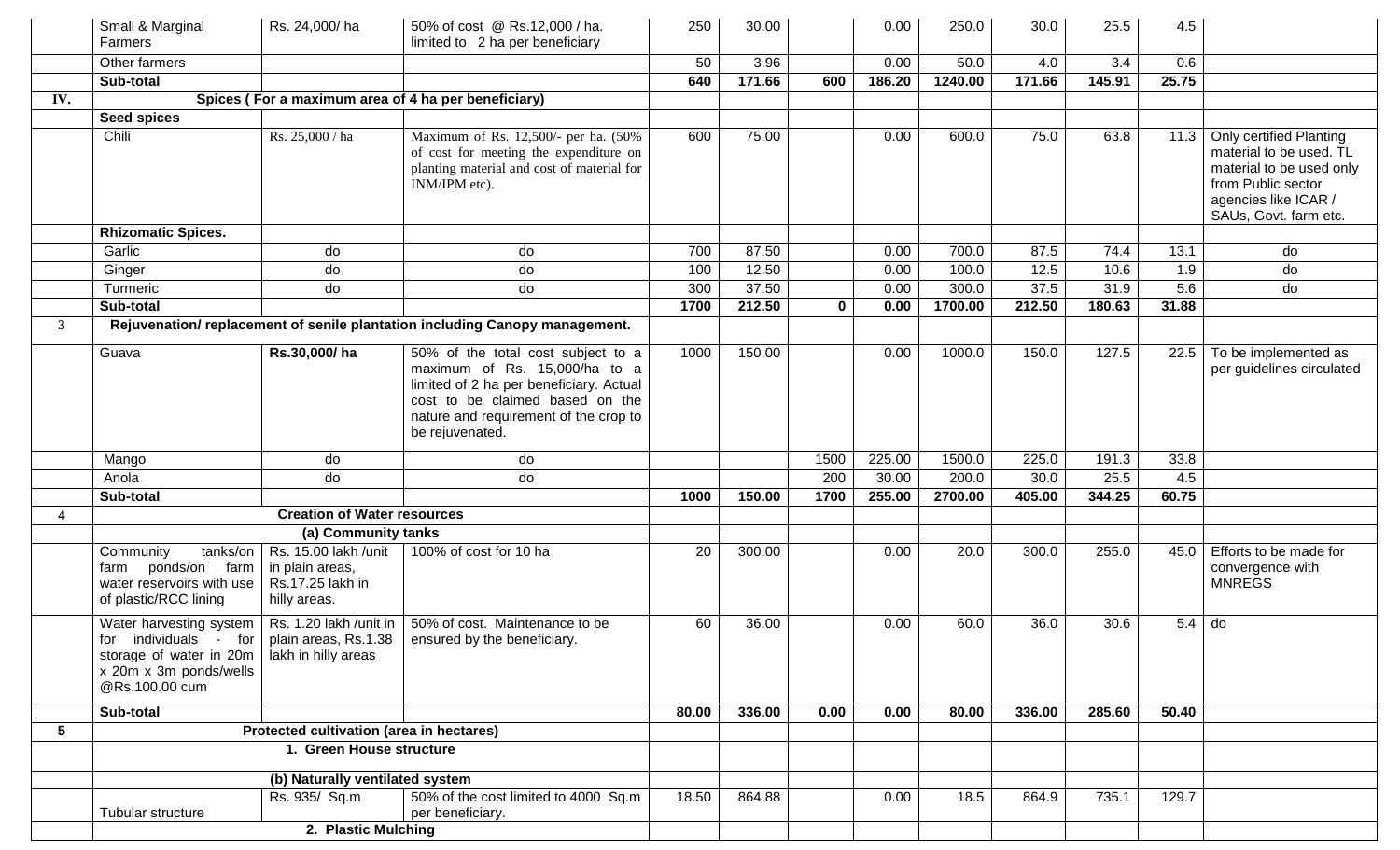| | | | | | | | | | | | |
|---|---|---|---|---|---|---|---|---|---|---|---|---|
| | Small & Marginal Farmers | Rs. 24,000/ ha | 50% of cost @ Rs.12,000 / ha. limited to 2 ha per beneficiary | 250 | 30.00 | | 0.00 | 250.0 | 30.0 | 25.5 | 4.5 | |
| | Other farmers | | | 50 | 3.96 | | 0.00 | 50.0 | 4.0 | 3.4 | 0.6 | |
| | **Sub-total** | | | **640** | **171.66** | **600** | **186.20** | **1240.00** | **171.66** | **145.91** | **25.75** | |
| **IV.** | **Spices ( For a maximum area of 4 ha per beneficiary)** | | | | | | | | | | | |
| | **Seed spices** | | | | | | | | | | | |
| | Chili | Rs. 25,000 / ha | Maximum of Rs. 12,500/- per ha. (50% of cost for meeting the expenditure on planting material and cost of material for INM/IPM etc). | 600 | 75.00 | | 0.00 | 600.0 | 75.0 | 63.8 | 11.3 | Only certified Planting material to be used. TL material to be used only from Public sector agencies like ICAR / SAUs, Govt. farm etc. |
| | **Rhizomatic Spices.** | | | | | | | | | | | |
| | Garlic | do | do | 700 | 87.50 | | 0.00 | 700.0 | 87.5 | 74.4 | 13.1 | do |
| | Ginger | do | do | 100 | 12.50 | | 0.00 | 100.0 | 12.5 | 10.6 | 1.9 | do |
| | Turmeric | do | do | 300 | 37.50 | | 0.00 | 300.0 | 37.5 | 31.9 | 5.6 | do |
| | **Sub-total** | | | **1700** | **212.50** | **0** | **0.00** | **1700.00** | **212.50** | **180.63** | **31.88** | |
| **3** | **Rejuvenation/ replacement of senile plantation including Canopy management.** | | | | | | | | | | | |
| | Guava | **Rs.30,000/ ha** | 50% of the total cost subject to a maximum of Rs. 15,000/ha to a limited of 2 ha per beneficiary. Actual cost to be claimed based on the nature and requirement of the crop to be rejuvenated. | 1000 | 150.00 | | 0.00 | 1000.0 | 150.0 | 127.5 | 22.5 | To be implemented as per guidelines circulated |
| | Mango | do | do | | | 1500 | 225.00 | 1500.0 | 225.0 | 191.3 | 33.8 | |
| | Anola | do | do | | | 200 | 30.00 | 200.0 | 30.0 | 25.5 | 4.5 | |
| | **Sub-total** | | | **1000** | **150.00** | **1700** | **255.00** | **2700.00** | **405.00** | **344.25** | **60.75** | |
| **4** | **Creation of Water resources** | | | | | | | | | | | |
| | **(a) Community tanks** | | | | | | | | | | | |
| | Community tanks/on farm ponds/on farm water reservoirs with use of plastic/RCC lining | Rs. 15.00 lakh /unit in plain areas, Rs.17.25 lakh in hilly areas. | 100% of cost for 10 ha | 20 | 300.00 | | 0.00 | 20.0 | 300.0 | 255.0 | 45.0 | Efforts to be made for convergence with MNREGS |
| | Water harvesting system for individuals - for storage of water in 20m x 20m x 3m ponds/wells @Rs.100.00 cum | Rs. 1.20 lakh /unit in plain areas, Rs.1.38 lakh in hilly areas | 50% of cost. Maintenance to be ensured by the beneficiary. | 60 | 36.00 | | 0.00 | 60.0 | 36.0 | 30.6 | 5.4 | do |
| | **Sub-total** | | | **80.00** | **336.00** | **0.00** | **0.00** | **80.00** | **336.00** | **285.60** | **50.40** | |
| **5** | **Protected cultivation (area in hectares)** | | | | | | | | | | | |
| | **1. Green House structure** | | | | | | | | | | | |
| | **(b) Naturally ventilated system** | | | | | | | | | | | |
| | Tubular structure | Rs. 935/ Sq.m | 50% of the cost limited to 4000 Sq.m per beneficiary. | 18.50 | 864.88 | | 0.00 | 18.5 | 864.9 | 735.1 | 129.7 | |
| | **2. Plastic Mulching** | | | | | | | | | | | |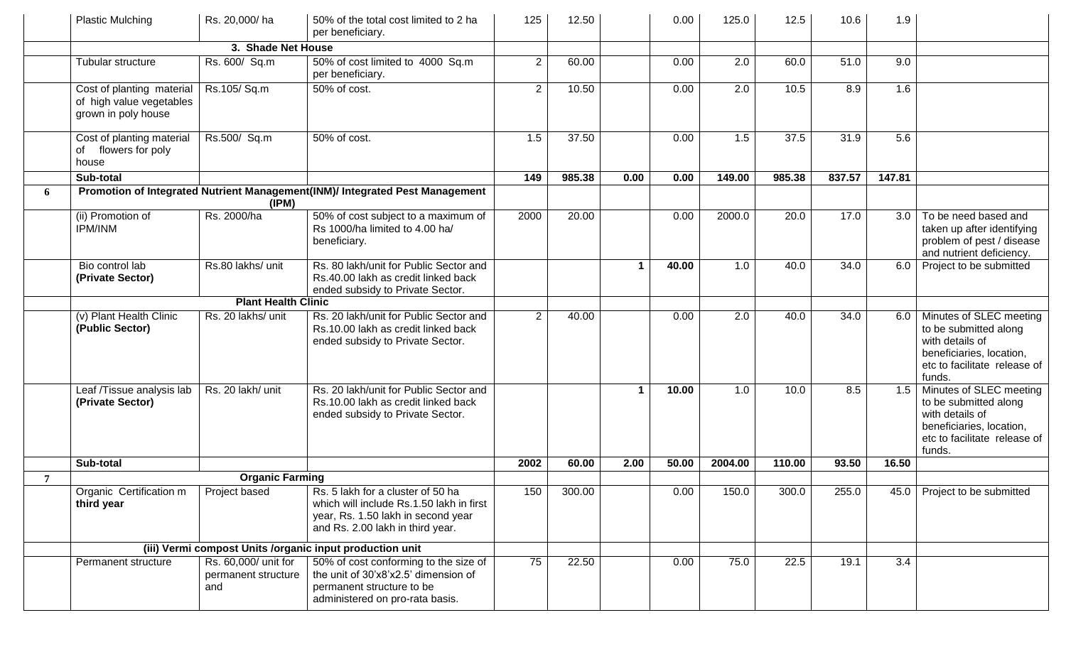|  |  |  |  |  |  |  |  |  |  |  |  |  |
|---|---|---|---|---|---|---|---|---|---|---|---|---|
|  | Plastic Mulching | Rs. 20,000/ ha | 50% of the total cost limited to 2 ha per beneficiary. | 125 | 12.50 |  | 0.00 | 125.0 | 12.5 | 10.6 | 1.9 |  |
|  | **3. Shade Net House** |  |  |  |  |  |  |  |  |  |  |  |
|  | Tubular structure | Rs. 600/ Sq.m | 50% of cost limited to 4000 Sq.m per beneficiary. | 2 | 60.00 |  | 0.00 | 2.0 | 60.0 | 51.0 | 9.0 |  |
|  | Cost of planting material of high value vegetables grown in poly house | Rs.105/ Sq.m | 50% of cost. | 2 | 10.50 |  | 0.00 | 2.0 | 10.5 | 8.9 | 1.6 |  |
|  | Cost of planting material of flowers for poly house | Rs.500/ Sq.m | 50% of cost. | 1.5 | 37.50 |  | 0.00 | 1.5 | 37.5 | 31.9 | 5.6 |  |
|  | **Sub-total** |  |  | **149** | **985.38** | **0.00** | **0.00** | **149.00** | **985.38** | **837.57** | **147.81** |  |
| **6** | **Promotion of Integrated Nutrient Management(INM)/ Integrated Pest Management (IPM)** |  |  |  |  |  |  |  |  |  |  |  |
|  | (ii) Promotion of IPM/INM | Rs. 2000/ha | 50% of cost subject to a maximum of Rs 1000/ha limited to 4.00 ha/ beneficiary. | 2000 | 20.00 |  | 0.00 | 2000.0 | 20.0 | 17.0 | 3.0 | To be need based and taken up after identifying problem of pest / disease and nutrient deficiency. |
|  | Bio control lab **(Private Sector)** | Rs.80 lakhs/ unit | Rs. 80 lakh/unit for Public Sector and Rs.40.00 lakh as credit linked back ended subsidy to Private Sector. |  |  | **1** | **40.00** | 1.0 | 40.0 | 34.0 | 6.0 | Project to be submitted |
|  | **Plant Health Clinic** |  |  |  |  |  |  |  |  |  |  |  |
|  | (v) Plant Health Clinic **(Public Sector)** | Rs. 20 lakhs/ unit | Rs. 20 lakh/unit for Public Sector and Rs.10.00 lakh as credit linked back ended subsidy to Private Sector. | 2 | 40.00 |  | 0.00 | 2.0 | 40.0 | 34.0 | 6.0 | Minutes of SLEC meeting to be submitted along with details of beneficiaries, location, etc to facilitate release of funds. |
|  | Leaf /Tissue analysis lab **(Private Sector)** | Rs. 20 lakh/ unit | Rs. 20 lakh/unit for Public Sector and Rs.10.00 lakh as credit linked back ended subsidy to Private Sector. |  |  | **1** | **10.00** | 1.0 | 10.0 | 8.5 | 1.5 | Minutes of SLEC meeting to be submitted along with details of beneficiaries, location, etc to facilitate release of funds. |
|  | **Sub-total** |  |  | **2002** | **60.00** | **2.00** | **50.00** | **2004.00** | **110.00** | **93.50** | **16.50** |  |
| **7** | **Organic Farming** |  |  |  |  |  |  |  |  |  |  |  |
|  | Organic Certification m **third year** | Project based | Rs. 5 lakh for a cluster of 50 ha which will include Rs.1.50 lakh in first year, Rs. 1.50 lakh in second year and Rs. 2.00 lakh in third year. | 150 | 300.00 |  | 0.00 | 150.0 | 300.0 | 255.0 | 45.0 | Project to be submitted |
|  | **(iii) Vermi compost Units /organic input production unit** |  |  |  |  |  |  |  |  |  |  |  |
|  | Permanent structure | Rs. 60,000/ unit for permanent structure and | 50% of cost conforming to the size of the unit of 30'x8'x2.5' dimension of permanent structure to be administered on pro-rata basis. | 75 | 22.50 |  | 0.00 | 75.0 | 22.5 | 19.1 | 3.4 |  |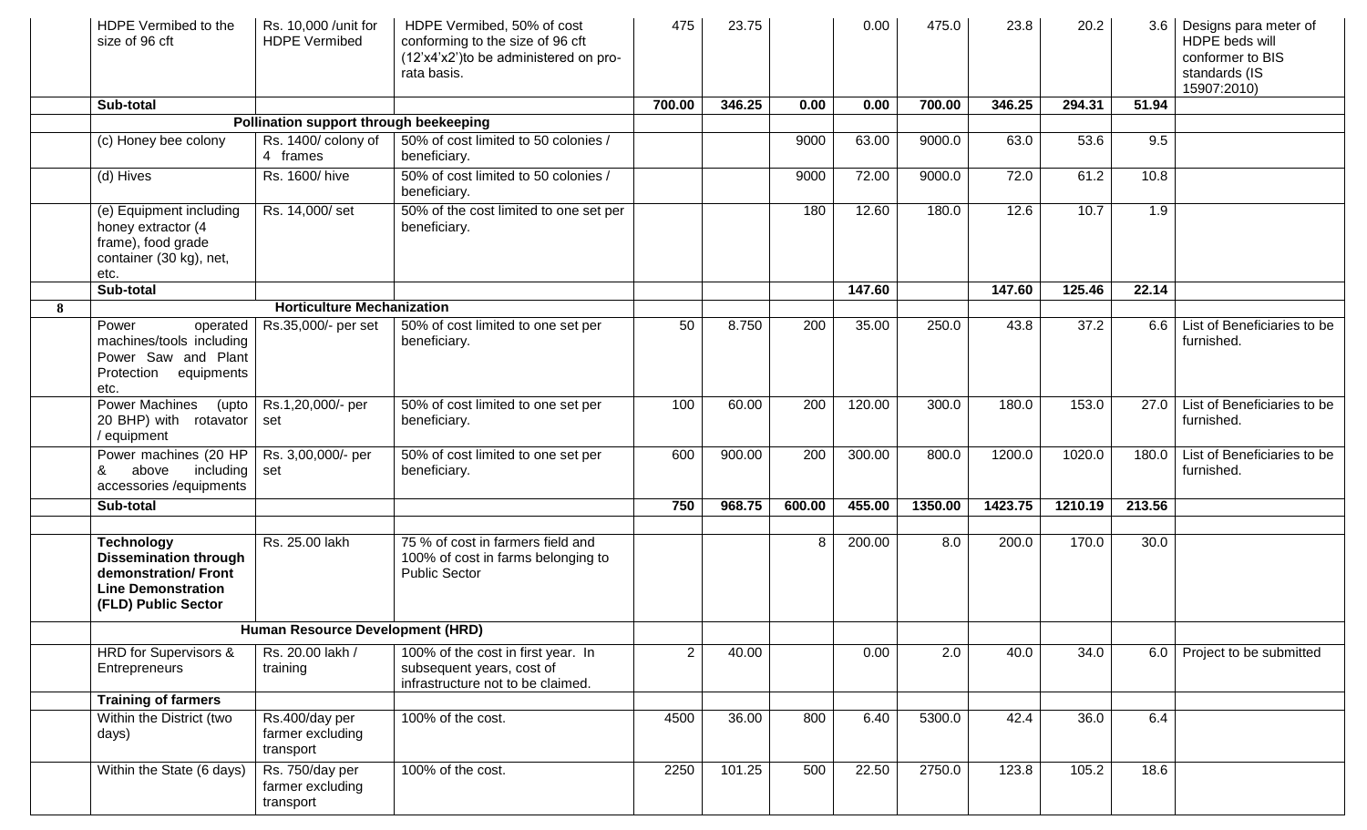|  | HDPE Vermibed to the size of 96 cft | Rs. 10,000 /unit for HDPE Vermibed | HDPE Vermibed, 50% of cost conforming to the size of 96 cft (12'x4'x2')to be administered on pro-rata basis. | 475 | 23.75 |  | 0.00 | 475.0 | 23.8 | 20.2 | 3.6 | Designs para meter of HDPE beds will conformer to BIS standards (IS 15907:2010) |
|---|---|---|---|---|---|---|---|---|---|---|---|---|
|  | **Sub-total** |  |  | **700.00** | **346.25** | **0.00** | **0.00** | **700.00** | **346.25** | **294.31** | **51.94** |  |
|  |  | **Pollination support through beekeeping** |  |  |  |  |  |  |  |  |  |  |
|  | (c) Honey bee colony | Rs. 1400/ colony of 4 frames | 50% of cost limited to 50 colonies / beneficiary. |  |  | 9000 | 63.00 | 9000.0 | 63.0 | 53.6 | 9.5 |  |
|  | (d) Hives | Rs. 1600/ hive | 50% of cost limited to 50 colonies / beneficiary. |  |  | 9000 | 72.00 | 9000.0 | 72.0 | 61.2 | 10.8 |  |
|  | (e) Equipment including honey extractor (4 frame), food grade container (30 kg), net, etc. | Rs. 14,000/ set | 50% of the cost limited to one set per beneficiary. |  |  | 180 | 12.60 | 180.0 | 12.6 | 10.7 | 1.9 |  |
|  | **Sub-total** |  |  |  |  |  | **147.60** |  | **147.60** | **125.46** | **22.14** |  |
| **8** |  | **Horticulture Mechanization** |  |  |  |  |  |  |  |  |  |  |
|  | Power operated machines/tools including Power Saw and Plant Protection equipments etc. | Rs.35,000/- per set | 50% of cost limited to one set per beneficiary. | 50 | 8.750 | 200 | 35.00 | 250.0 | 43.8 | 37.2 | 6.6 | List of Beneficiaries to be furnished. |
|  | Power Machines (upto 20 BHP) with rotavator / equipment | Rs.1,20,000/- per set | 50% of cost limited to one set per beneficiary. | 100 | 60.00 | 200 | 120.00 | 300.0 | 180.0 | 153.0 | 27.0 | List of Beneficiaries to be furnished. |
|  | Power machines (20 HP & above including accessories /equipments | Rs. 3,00,000/- per set | 50% of cost limited to one set per beneficiary. | 600 | 900.00 | 200 | 300.00 | 800.0 | 1200.0 | 1020.0 | 180.0 | List of Beneficiaries to be furnished. |
|  | **Sub-total** |  |  | **750** | **968.75** | **600.00** | **455.00** | **1350.00** | **1423.75** | **1210.19** | **213.56** |  |
|  |  |  |  |  |  |  |  |  |  |  |  |  |
|  | **Technology Dissemination through demonstration/ Front Line Demonstration (FLD) Public Sector** | Rs. 25.00 lakh | 75 % of cost in farmers field and 100% of cost in farms belonging to Public Sector |  |  | 8 | 200.00 | 8.0 | 200.0 | 170.0 | 30.0 |  |
|  |  | **Human Resource Development (HRD)** |  |  |  |  |  |  |  |  |  |  |
|  | HRD for Supervisors & Entrepreneurs | Rs. 20.00 lakh / training | 100% of the cost in first year. In subsequent years, cost of infrastructure not to be claimed. | 2 | 40.00 |  | 0.00 | 2.0 | 40.0 | 34.0 | 6.0 | Project to be submitted |
|  | **Training of farmers** |  |  |  |  |  |  |  |  |  |  |  |
|  | Within the District (two days) | Rs.400/day per farmer excluding transport | 100% of the cost. | 4500 | 36.00 | 800 | 6.40 | 5300.0 | 42.4 | 36.0 | 6.4 |  |
|  | Within the State (6 days) | Rs. 750/day per farmer excluding transport | 100% of the cost. | 2250 | 101.25 | 500 | 22.50 | 2750.0 | 123.8 | 105.2 | 18.6 |  |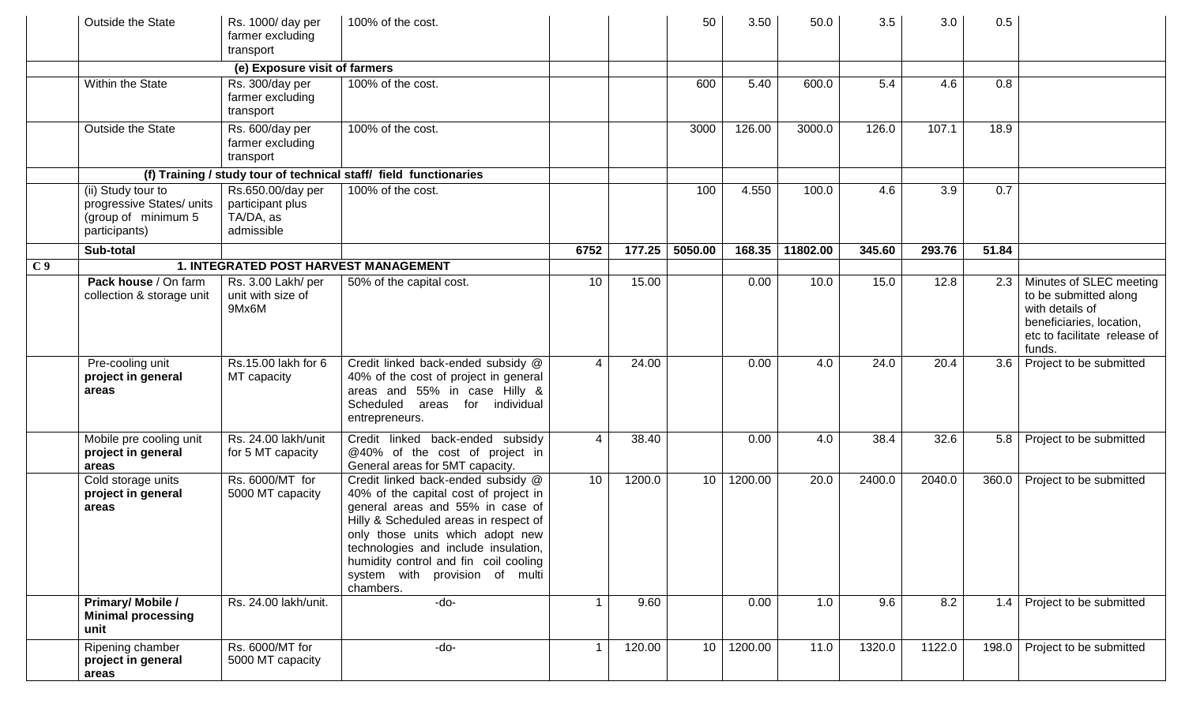| | | | | | | | | | | | | |
|---|---|---|---|---|---|---|---|---|---|---|---|---|
| | Outside the State | Rs. 1000/ day per farmer excluding transport | 100% of the cost. | | | 50 | 3.50 | 50.0 | 3.5 | 3.0 | 0.5 | |
| | | **(e) Exposure visit of farmers** | | | | | | | | | | |
| | Within the State | Rs. 300/day per farmer excluding transport | 100% of the cost. | | | 600 | 5.40 | 600.0 | 5.4 | 4.6 | 0.8 | |
| | Outside the State | Rs. 600/day per farmer excluding transport | 100% of the cost. | | | 3000 | 126.00 | 3000.0 | 126.0 | 107.1 | 18.9 | |
| | | **(f) Training / study tour of technical staff/ field functionaries** | | | | | | | | | | |
| | (ii) Study tour to progressive States/ units (group of minimum 5 participants) | Rs.650.00/day per participant plus TA/DA, as admissible | 100% of the cost. | | | 100 | 4.550 | 100.0 | 4.6 | 3.9 | 0.7 | |
| | **Sub-total** | | | **6752** | **177.25** | **5050.00** | **168.35** | **11802.00** | **345.60** | **293.76** | **51.84** | |
| **C 9** | | **1. INTEGRATED POST HARVEST MANAGEMENT** | | | | | | | | | | |
| | **Pack house** / On farm collection & storage unit | Rs. 3.00 Lakh/ per unit with size of 9Mx6M | 50% of the capital cost. | 10 | 15.00 | | 0.00 | 10.0 | 15.0 | 12.8 | 2.3 | Minutes of SLEC meeting to be submitted along with details of beneficiaries, location, etc to facilitate release of funds. |
| | Pre-cooling unit **project in general areas** | Rs.15.00 lakh for 6 MT capacity | Credit linked back-ended subsidy @ 40% of the cost of project in general areas and 55% in case Hilly & Scheduled areas for individual entrepreneurs. | 4 | 24.00 | | 0.00 | 4.0 | 24.0 | 20.4 | 3.6 | Project to be submitted |
| | Mobile pre cooling unit **project in general areas** | Rs. 24.00 lakh/unit for 5 MT capacity | Credit linked back-ended subsidy @40% of the cost of project in General areas for 5MT capacity. | 4 | 38.40 | | 0.00 | 4.0 | 38.4 | 32.6 | 5.8 | Project to be submitted |
| | Cold storage units **project in general areas** | Rs. 6000/MT for 5000 MT capacity | Credit linked back-ended subsidy @ 40% of the capital cost of project in general areas and 55% in case of Hilly & Scheduled areas in respect of only those units which adopt new technologies and include insulation, humidity control and fin coil cooling system with provision of multi chambers. | 10 | 1200.0 | 10 | 1200.00 | 20.0 | 2400.0 | 2040.0 | 360.0 | Project to be submitted |
| | **Primary/ Mobile / Minimal processing unit** | Rs. 24.00 lakh/unit. | -do- | 1 | 9.60 | | 0.00 | 1.0 | 9.6 | 8.2 | 1.4 | Project to be submitted |
| | Ripening chamber **project in general areas** | Rs. 6000/MT for 5000 MT capacity | -do- | 1 | 120.00 | 10 | 1200.00 | 11.0 | 1320.0 | 1122.0 | 198.0 | Project to be submitted |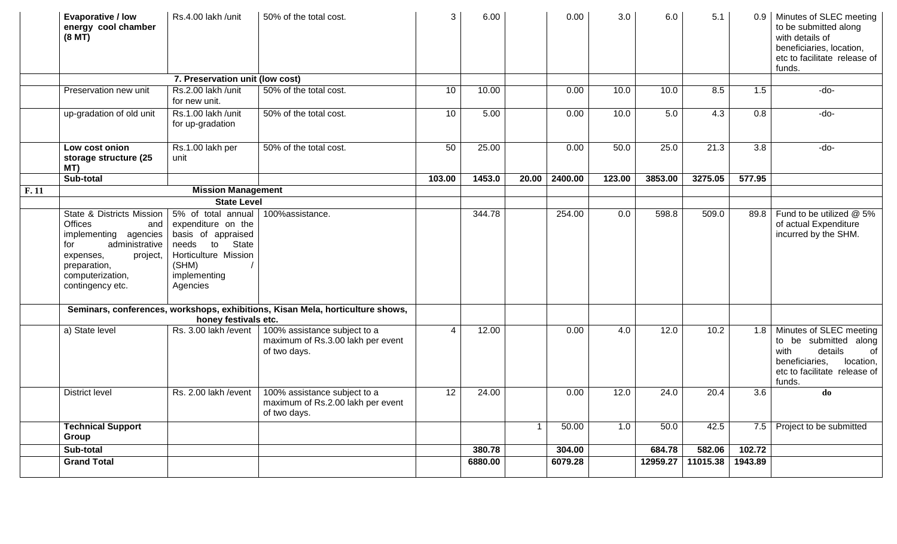| | | | | | | | | | | | | |
|---|---|---|---|---|---|---|---|---|---|---|---|---|
| | **Evaporative / low energy cool chamber (8 MT)** | Rs.4.00 lakh /unit | 50% of the total cost. | 3 | 6.00 | | 0.00 | 3.0 | 6.0 | 5.1 | 0.9 | Minutes of SLEC meeting to be submitted along with details of beneficiaries, location, etc to facilitate release of funds. |
| | | **7. Preservation unit (low cost)** | | | | | | | | | | |
| | Preservation new unit | Rs.2.00 lakh /unit for new unit. | 50% of the total cost. | 10 | 10.00 | | 0.00 | 10.0 | 10.0 | 8.5 | 1.5 | -do- |
| | up-gradation of old unit | Rs.1.00 lakh /unit for up-gradation | 50% of the total cost. | 10 | 5.00 | | 0.00 | 10.0 | 5.0 | 4.3 | 0.8 | -do- |
| | **Low cost onion storage structure (25 MT)** | Rs.1.00 lakh per unit | 50% of the total cost. | 50 | 25.00 | | 0.00 | 50.0 | 25.0 | 21.3 | 3.8 | -do- |
| | **Sub-total** | | | **103.00** | **1453.0** | **20.00** | **2400.00** | **123.00** | **3853.00** | **3275.05** | **577.95** | |
| **F. 11** | | **Mission Management** | | | | | | | | | | |
| | | **State Level** | | | | | | | | | | |
| | State & Districts Mission Offices and implementing agencies for administrative expenses, project, preparation, computerization, contingency etc. | 5% of total annual expenditure on the basis of appraised needs to State Horticulture Mission (SHM) / implementing Agencies | 100%assistance. | | 344.78 | | 254.00 | 0.0 | 598.8 | 509.0 | 89.8 | Fund to be utilized @ 5% of actual Expenditure incurred by the SHM. |
| | **Seminars, conferences, workshops, exhibitions, Kisan Mela, horticulture shows, honey festivals etc.** | | | | | | | | | | | |
| | a) State level | Rs. 3.00 lakh /event | 100% assistance subject to a maximum of Rs.3.00 lakh per event of two days. | 4 | 12.00 | | 0.00 | 4.0 | 12.0 | 10.2 | 1.8 | Minutes of SLEC meeting to be submitted along with details of beneficiaries, location, etc to facilitate release of funds. |
| | District level | Rs. 2.00 lakh /event | 100% assistance subject to a maximum of Rs.2.00 lakh per event of two days. | 12 | 24.00 | | 0.00 | 12.0 | 24.0 | 20.4 | 3.6 | **do** |
| | **Technical Support Group** | | | | | 1 | 50.00 | 1.0 | 50.0 | 42.5 | 7.5 | Project to be submitted |
| | **Sub-total** | | | | **380.78** | | **304.00** | | **684.78** | **582.06** | **102.72** | |
| | **Grand Total** | | | | **6880.00** | | **6079.28** | | **12959.27** | **11015.38** | **1943.89** | |